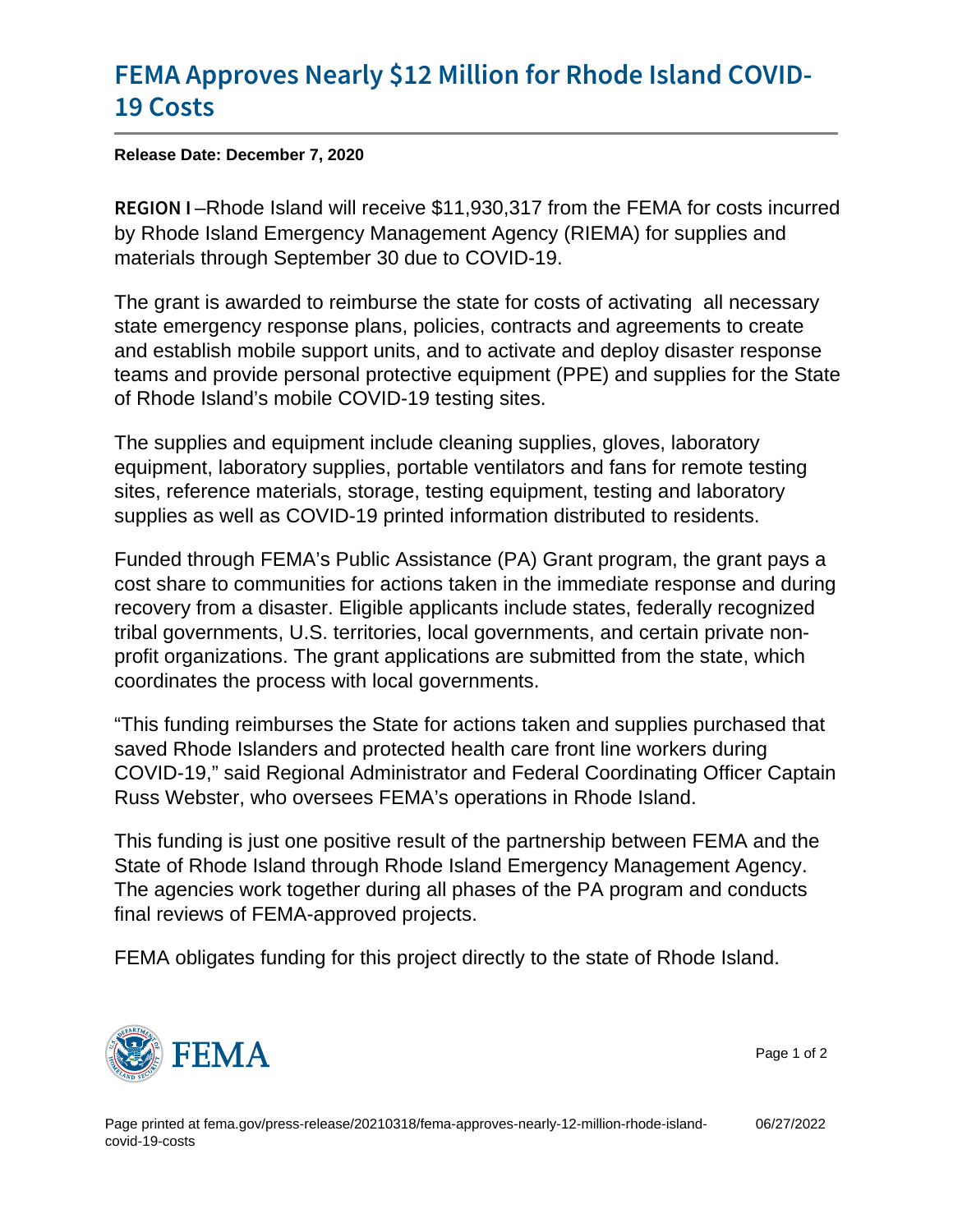# FEMA Approves Nearly $12 Million for Rhode Island COVID-19 Costs

**Release Date: December 7, 2020**

**REGION I** –Rhode Island will receive $11,930,317 from the FEMA for costs incurred by Rhode Island Emergency Management Agency (RIEMA) for supplies and materials through September 30 due to COVID-19.

The grant is awarded to reimburse the state for costs of activating all necessary state emergency response plans, policies, contracts and agreements to create and establish mobile support units, and to activate and deploy disaster response teams and provide personal protective equipment (PPE) and supplies for the State of Rhode Island's mobile COVID-19 testing sites.

The supplies and equipment include cleaning supplies, gloves, laboratory equipment, laboratory supplies, portable ventilators and fans for remote testing sites, reference materials, storage, testing equipment, testing and laboratory supplies as well as COVID-19 printed information distributed to residents.

Funded through FEMA's Public Assistance (PA) Grant program, the grant pays a cost share to communities for actions taken in the immediate response and during recovery from a disaster. Eligible applicants include states, federally recognized tribal governments, U.S. territories, local governments, and certain private non-profit organizations. The grant applications are submitted from the state, which coordinates the process with local governments.

"This funding reimburses the State for actions taken and supplies purchased that saved Rhode Islanders and protected health care front line workers during COVID-19," said Regional Administrator and Federal Coordinating Officer Captain Russ Webster, who oversees FEMA's operations in Rhode Island.

This funding is just one positive result of the partnership between FEMA and the State of Rhode Island through Rhode Island Emergency Management Agency. The agencies work together during all phases of the PA program and conducts final reviews of FEMA-approved projects.

FEMA obligates funding for this project directly to the state of Rhode Island.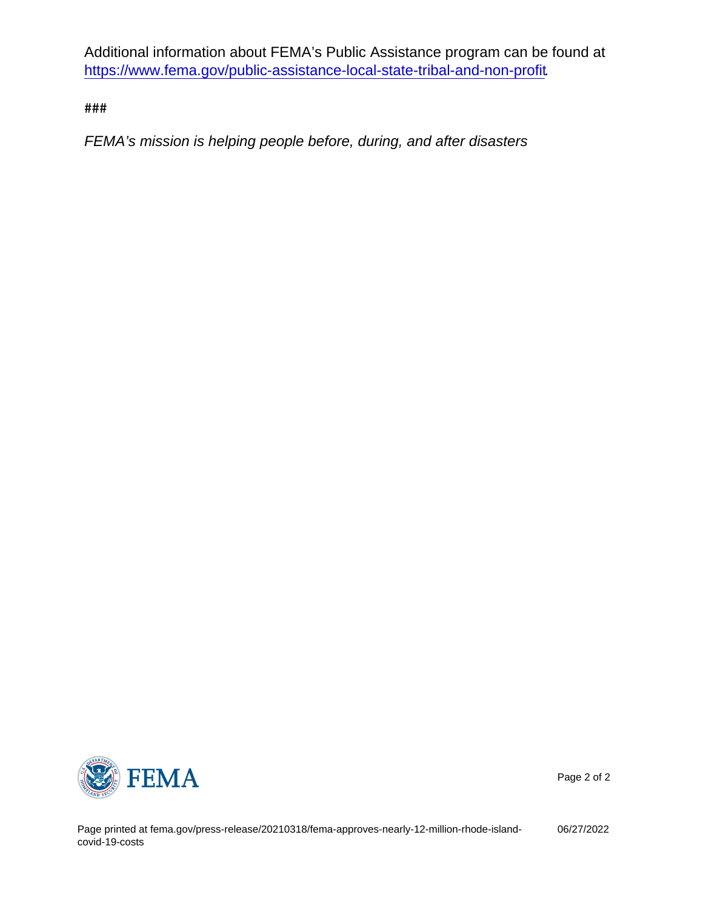Additional information about FEMA's Public Assistance program can be found at [https://www.fema.gov/public-assistance-local-state-tribal-and-non-profit](https://www.fema.gov/public-assistance-local-state-tribal-and-non-profit).

###

*FEMA's mission is helping people before, during, and after disasters*